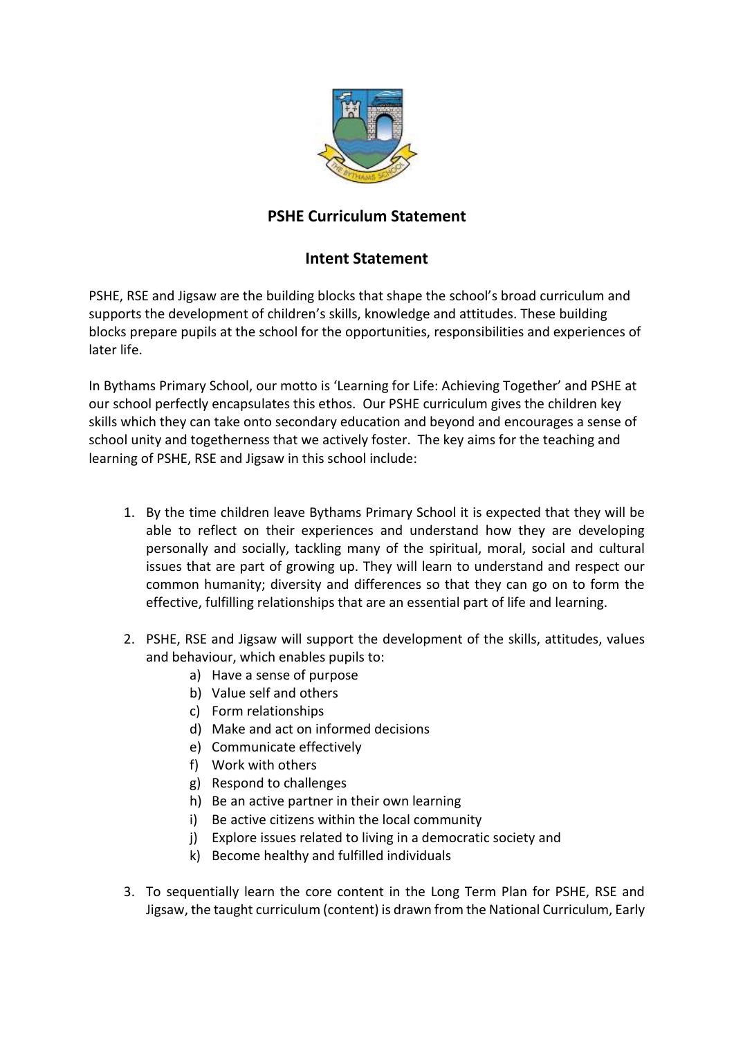## PSHE Curriculum Statement

## Intent Statement

PSHE, RSE and Jigsaw are the building blocks that shape the school's broad curriculum and supports the development of children's skills, knowledge and attitudes. These building blocks prepare pupils at the school for the opportunities, responsibilities and experiences of later life.

In Bythams Primary School, our motto is 'Learning for Life: Achieving Together' and PSHE at our school perfectly encapsulates this ethos. Our PSHE curriculum gives the children key skills which they can take onto secondary education and beyond and encourages a sense of school unity and togetherness that we actively foster. The key aims for the teaching and learning of PSHE, RSE and Jigsaw in this school include:

1. By the time children leave Bythams Primary School it is expected that they will be able to reflect on their experiences and understand how they are developing personally and socially, tackling many of the spiritual, moral, social and cultural issues that are part of growing up. They will learn to understand and respect our common humanity; diversity and differences so that they can go on to form the effective, fulfilling relationships that are an essential part of life and learning.

2. PSHE, RSE and Jigsaw will support the development of the skills, attitudes, values and behaviour, which enables pupils to:
   a) Have a sense of purpose
   b) Value self and others
   c) Form relationships
   d) Make and act on informed decisions
   e) Communicate effectively
   f) Work with others
   g) Respond to challenges
   h) Be an active partner in their own learning
   i) Be active citizens within the local community
   j) Explore issues related to living in a democratic society and
   k) Become healthy and fulfilled individuals

3. To sequentially learn the core content in the Long Term Plan for PSHE, RSE and Jigsaw, the taught curriculum (content) is drawn from the National Curriculum, Early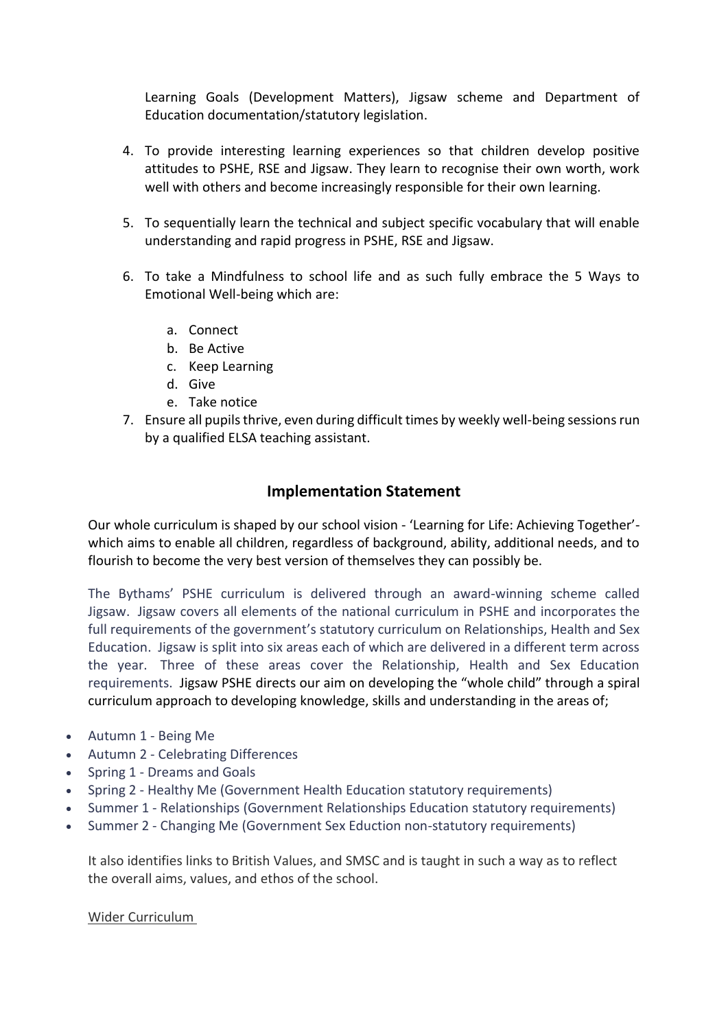Learning Goals (Development Matters), Jigsaw scheme and Department of Education documentation/statutory legislation.

4. To provide interesting learning experiences so that children develop positive attitudes to PSHE, RSE and Jigsaw. They learn to recognise their own worth, work well with others and become increasingly responsible for their own learning.

5. To sequentially learn the technical and subject specific vocabulary that will enable understanding and rapid progress in PSHE, RSE and Jigsaw.

6. To take a Mindfulness to school life and as such fully embrace the 5 Ways to Emotional Well-being which are:

    a. Connect
    b. Be Active
    c. Keep Learning
    d. Give
    e. Take notice

7. Ensure all pupils thrive, even during difficult times by weekly well-being sessions run by a qualified ELSA teaching assistant.

## Implementation Statement

Our whole curriculum is shaped by our school vision - 'Learning for Life: Achieving Together'- which aims to enable all children, regardless of background, ability, additional needs, and to flourish to become the very best version of themselves they can possibly be.

The Bythams' PSHE curriculum is delivered through an award-winning scheme called Jigsaw. Jigsaw covers all elements of the national curriculum in PSHE and incorporates the full requirements of the government's statutory curriculum on Relationships, Health and Sex Education. Jigsaw is split into six areas each of which are delivered in a different term across the year. Three of these areas cover the Relationship, Health and Sex Education requirements. Jigsaw PSHE directs our aim on developing the "whole child" through a spiral curriculum approach to developing knowledge, skills and understanding in the areas of;

- Autumn 1 - Being Me
- Autumn 2 - Celebrating Differences
- Spring 1 - Dreams and Goals
- Spring 2 - Healthy Me (Government Health Education statutory requirements)
- Summer 1 - Relationships (Government Relationships Education statutory requirements)
- Summer 2 - Changing Me (Government Sex Eduction non-statutory requirements)

It also identifies links to British Values, and SMSC and is taught in such a way as to reflect the overall aims, values, and ethos of the school.

Wider Curriculum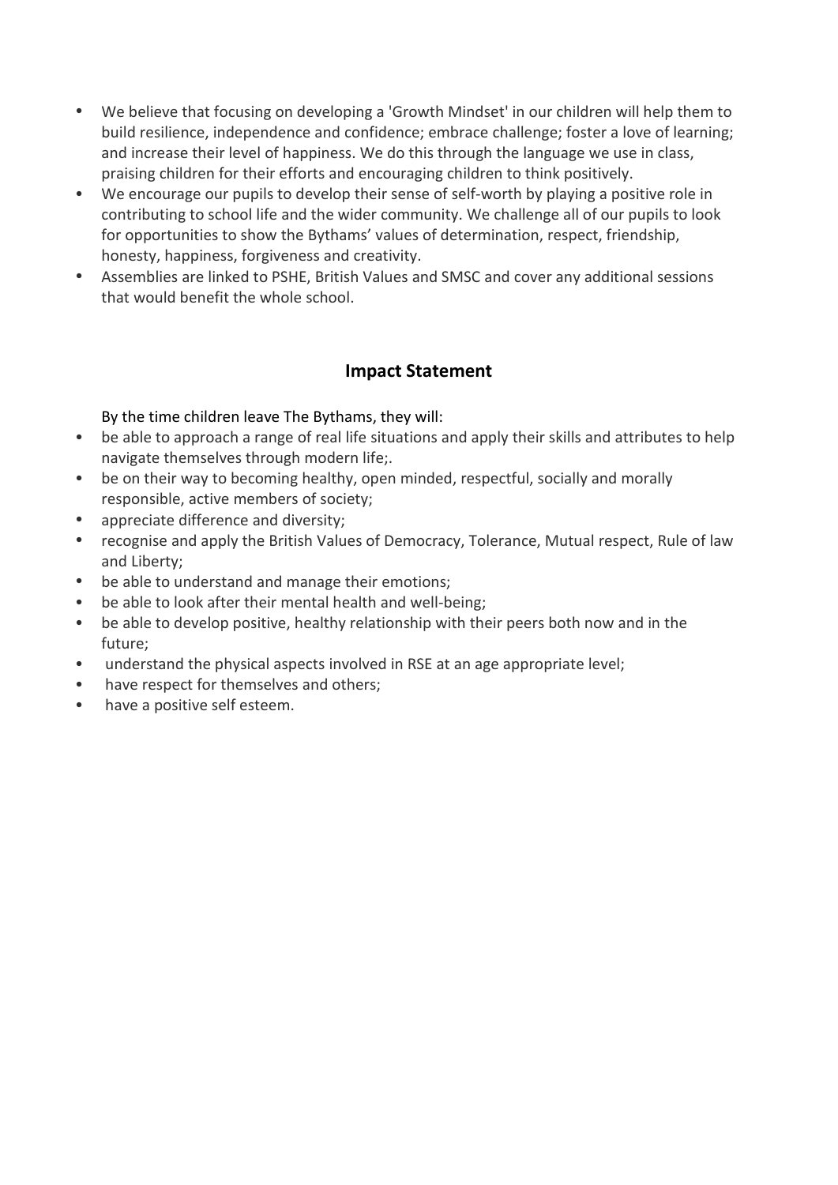- We believe that focusing on developing a 'Growth Mindset' in our children will help them to build resilience, independence and confidence; embrace challenge; foster a love of learning; and increase their level of happiness. We do this through the language we use in class, praising children for their efforts and encouraging children to think positively.
- We encourage our pupils to develop their sense of self-worth by playing a positive role in contributing to school life and the wider community. We challenge all of our pupils to look for opportunities to show the Bythams' values of determination, respect, friendship, honesty, happiness, forgiveness and creativity.
- Assemblies are linked to PSHE, British Values and SMSC and cover any additional sessions that would benefit the whole school.

## Impact Statement

By the time children leave The Bythams, they will:

- be able to approach a range of real life situations and apply their skills and attributes to help navigate themselves through modern life;.
- be on their way to becoming healthy, open minded, respectful, socially and morally responsible, active members of society;
- appreciate difference and diversity;
- recognise and apply the British Values of Democracy, Tolerance, Mutual respect, Rule of law and Liberty;
- be able to understand and manage their emotions;
- be able to look after their mental health and well-being;
- be able to develop positive, healthy relationship with their peers both now and in the future;
- understand the physical aspects involved in RSE at an age appropriate level;
- have respect for themselves and others;
- have a positive self esteem.